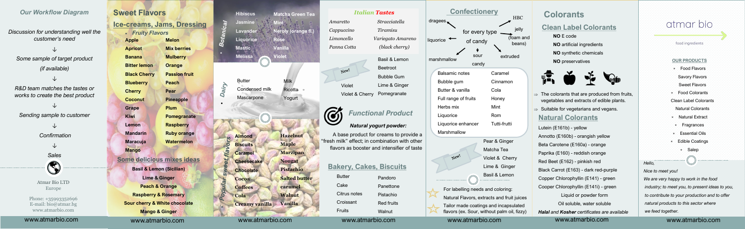## Our Workflow Diagram

*Discussion for understanding well the customer's need*

↓

*Some sample of target product*

*(if available)*

↓

*R&D team matches the tastes or works to create the best product*

↓

*Sending sample to customer*

↓

*Confirmation*

↓

*Sales*

Atmar Bio LTD
Europe

Phone: +35993352696
E-mail: bio@atmar.bg
www.atmarbio.com

## Sweet Flavors

### Ice-creams, Jams, Dressing

- *Fruity Flavors*

| | |
|---|---|
| **Apple** | **Melon** |
| **Apricot** | **Mix berries** |
| **Banana** | **Mulberry** |
| **Bitter lemon** | **Orange** |
| **Black Cherry** | **Passion fruit** |
| **Blueberry** | **Peach** |
| **Cherry** | **Pear** |
| **Coconut** | **Pineapple** |
| **Grape** | **Plum** |
| **Kiwi** | **Pomegranate** |
| **Lemon** | **Raspberry** |
| **Mandarin** | **Ruby orange** |
| **Maracuja** | **Watermelon** |
| **Mango** | |

### Some delicious mixes ideas

**Basil & Lemon (Sicilian)**

**Lime & Ginger**

**Peach & Orange**

**Raspberry & Rosemary**

**Sour cherry & White chocolate**

**Mango & Ginger**

### Botanical

| | |
|---|---|
| Hibiscus | Matcha Green Tea |
| Jasmine | Mint |
| Lavander | Neroly (orange fl.) |
| Liquorice | Rose |
| Mastic | Vanilla |
| Melissa | Violet |

### Dairy

| | |
|---|---|
| Butter | Milk |
| Condensed milk | Ricotta |
| Mascarpone | Yogurt |

### Popular sweet flavors

| | |
|---|---|
| **Almond** | **Hazelnut** |
| **Biscuits** | **Maple** |
| **Caramel** | **Marzipan** |
| **Cheesecake** | **Nougat** |
| **Chocolate** | **Pistachio** |
| **Cocoa** | **Salted butter** |
| **Coffees** | **caramel** |
| **Cola** | **Walnut** |
| **Creamy vanilla** | **Vanilla** |

### *Italian Tastes*

| | |
|---|---|
| *Amaretto* | *Stracciatella* |
| *Cappuccino* | *Tiramisu* |
| *Limoncello* | *Variegato Amareno* |
| *Panna Cotta* | *(black cherry)* |

New!

| | |
|---|---|
| | Basil & Lemon |
| | Beetroot |
| | Bubble Gum |
| Violet | Lime & Ginger |
| Violet & Cherry | Pomegranate |

### *Functional Product*

***Natural yogurt powder:***

A base product for creams to provide a "fresh milk" effect; in combination with other flavors as booster and intensifier of taste

### Bakery, Cakes, Biscuits

| | |
|---|---|
| Butter | Pandoro |
| Cake | Panettone |
| Citrus notes | Pistachio |
| Croissant | Red fruits |
| Fruits | Walnut |

## Confectionery

for every type of candy: dragees, HBC, jelly (foam and beans), liquorice, extruded, marshmallow, sour candy

| | |
|---|---|
| Balsamic notes | Caramel |
| Bubble gum | Cinnamon |
| Butter & vanilla | Cola |
| Full range of fruits | Honey |
| Herbs mix | Mint |
| Liquorice | Rom |
| Liquorice enhancer | Tutti-frutti |
| Marshmallow | |

New!

Pear & Ginger
Matcha Tea
Violet & Cherry
Lime & Ginger
Basil & Lemon

For labelling needs and coloring:

Natural Flavors, extracts and fruit juices

Tailor made coatings and incapsulated flavors (ex. Sour, without palm oil, fizzy)

## Colorants

### Clean Label Colorants

**NO** E code

**NO** artificial ingredients

**NO** synthetic chemicals

**NO** preservatives

⇒ The colorants that are produced from fruits, vegetables and extracts of edible plants.

⇒ Suitable for vegetarians and vegans.

### Natural Colorants

Lutein (E161b) - yellow

Annotto (E160b) - orangish yellow

Beta Carotene (E160a) - orange

Paprika (E160) - reddish orange

Red Beet (E162) - pinkish red

Black Carrot (E163) - dark red-purple

Copper Chlorophyllin (E141) - green

Cooper Chlorophyllin (E141i) - green

Liquid or powder form

Oil soluble, water soluble

***Halal** and **Kosher** certificates are available*

# atmar bio

food ingredients

**OUR PRODUCTS**

- Food Flavors
  - Savory Flavors
  - Sweet Flavors
- Food Colorants
  - Clean Label Colorants
  - Natural Colorants
- Natural Extract
- Fragrances
- Essential Oils
- Edible Coatings
- Salep

*Hello,*

*Nice to meet you!*

*We are very happy to work in the food industry; to meet you, to present ideas to you, to contribute to your production and to offer natural products to this sector where we feed together.*

www.atmarbio.com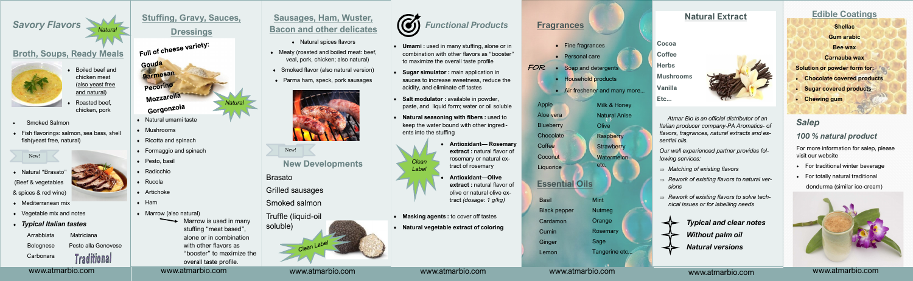## Savory Flavors

Natural

### Broth, Soups, Ready Meals

- Boiled beef and chicken meat (also yeast free and natural)
- Roasted beef, chicken, pork

- Smoked Salmon
- Fish flavorings: salmon, sea bass, shell fish(yeast free, natural)

New!

- Natural "Brasato" (Beef & vegetables & spices & red wine)
- Mediterranean mix
- Vegetable mix and notes
- ***Typical Italian tastes***

| | |
|---|---|
| Arrabbiata | Matriciana |
| Bolognese | Pesto alla Genovese |
| Carbonara | |

Traditional

www.atmarbio.com

### Stuffing, Gravy, Sauces, Dressings

Full of cheese variety:

Gouda
Parmesan
Pecorino
Mozzarella
Gorgonzola

Natural

- Natural umami taste
- Mushrooms
- Ricotta and spinach
- Formaggio and spinach
- Pesto, basil
- Radicchio
- Rucola
- Artichoke
- Ham
- Marrow (also natural)
  - Marrow is used in many stuffing "meat based", alone or in combination with other flavors as "booster" to maximize the overall taste profile.

www.atmarbio.com

### Sausages, Ham, Wuster, Bacon and other delicates

- Natural spices flavors
- Meaty (roasted and boiled meat: beef, veal, pork, chicken; also natural)
- Smoked flavor (also natural version)
- Parma ham, speck, pork sausages

New!

### New Developments

Brasato

Grilled sausages

Smoked salmon

Truffle (liquid-oil soluble)

Clean Label

www.atmarbio.com

## Functional Products

- **Umami :** used in many stuffing, alone or in combination with other flavors as "booster" to maximize the overall taste profile
- **Sugar simulator :** main application in sauces to increase sweetness, reduce the acidity, and eliminate off tastes
- **Salt modulator :** available in powder, paste, and liquid form; water or oil soluble
- **Natural seasoning with fibers :** used to keep the water bound with other ingredients into the stuffing

Clean Label

- **Antioxidant— Rosemary extract :** natural flavor of rosemary or natural extract of rosemary
- **Antioxidant—Olive extract :** natural flavor of olive or natural olive extract *(dosage: 1 g/kg)*

- **Masking agents :** to cover off tastes
- **Natural vegetable extract of coloring**

www.atmarbio.com

## Fragrances

FOR

- Fine fragrances
- Personal care
- Soap and detergents
- Household products
- Air freshener and many more...

| | |
|---|---|
| Apple | Milk & Honey |
| Aloe vera | Natural Anise |
| Blueberry | Olive |
| Chocolate | Raspberry |
| Coffee | Strawberry |
| Coconut | Watermelon |
| Liquorice | etc. |

## Essential Oils

| | |
|---|---|
| Basil | Mint |
| Black pepper | Nutmeg |
| Cardamon | Orange |
| Cumin | Rosemary |
| Ginger | Sage |
| Lemon | Tangerine etc... |

www.atmarbio.com

## Natural Extract

Cocoa
Coffee
Herbs
Mushrooms
Vanilla
Etc...

*Atmar Bio is an official distributor of an Italian producer company-PA Aromatics- of flavors, fragrances, natural extracts and essential oils.*

*Our well experienced partner provides following services:*

- ⇒ *Matching of existing flavors*
- ⇒ *Rework of existing flavors to natural versions*
- ⇒ *Rework of existing flavors to solve technical issues or for labelling needs*

***Typical and clear notes***
***Without palm oil***
***Natural versions***

www.atmarbio.com

## Edible Coatings

**Shellac**
**Gum arabic**
**Bee wax**
**Carnauba wax**

**Solution or powder form for:**

- **Chocolate covered products**
- **Sugar covered products**
- **Chewing gum**

## *Salep*

### *100 % natural product*

For more information for salep, please visit our website

- For traditional winter beverage
- For totally natural traditional dondurma (similar ice-cream)

www.atmarbio.com